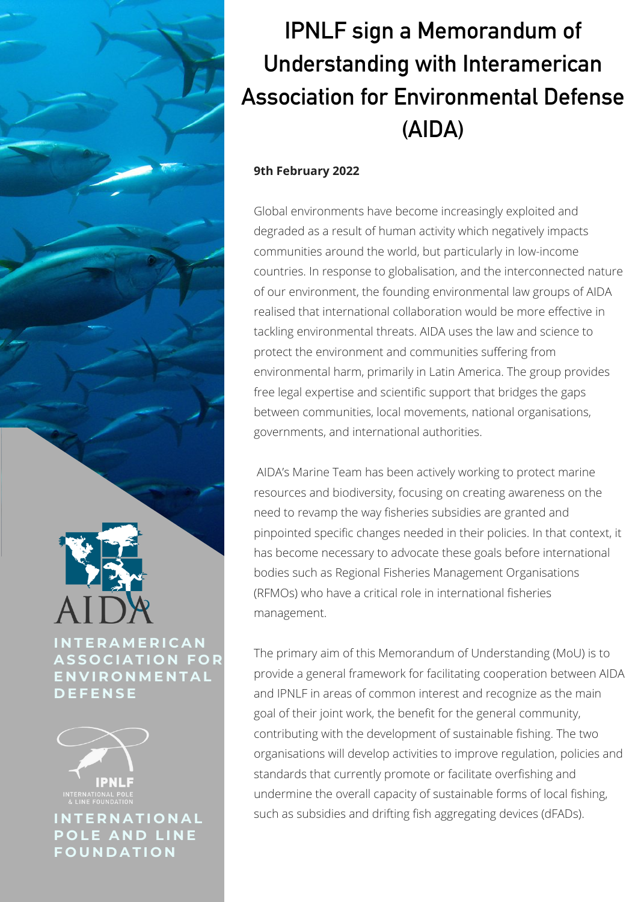# IPNLF sign a Memorandum of Understanding with Interamerican Association for Environmental Defense (AIDA)

**9th February 2022**

Global environments have become increasingly exploited and degraded as a result of human activity which negatively impacts communities around the world, but particularly in low-income countries. In response to globalisation, and the interconnected nature of our environment, the founding environmental law groups of AIDA realised that international collaboration would be more effective in tackling environmental threats. AIDA uses the law and science to protect the environment and communities suffering from environmental harm, primarily in Latin America. The group provides free legal expertise and scientific support that bridges the gaps between communities, local movements, national organisations, governments, and international authorities.

AIDA's Marine Team has been actively working to protect marine resources and biodiversity, focusing on creating awareness on the need to revamp the way fisheries subsidies are granted and pinpointed specific changes needed in their policies. In that context, it has become necessary to advocate these goals before international bodies such as Regional Fisheries Management Organisations (RFMOs) who have a critical role in international fisheries management.

The primary aim of this Memorandum of Understanding (MoU) is to provide a general framework for facilitating cooperation between AIDA and IPNLF in areas of common interest and recognize as the main goal of their joint work, the benefit for the general community, contributing with the development of sustainable fishing. The two organisations will develop activities to improve regulation, policies and standards that currently promote or facilitate overfishing and undermine the overall capacity of sustainable forms of local fishing, such as subsidies and drifting fish aggregating devices (dFADs).

INTERAMERICAN ASSOCIATION FOR ENVIRONMENTAL DEFENSE

INTERNATIONAL POLE AND LINE FOUNDATION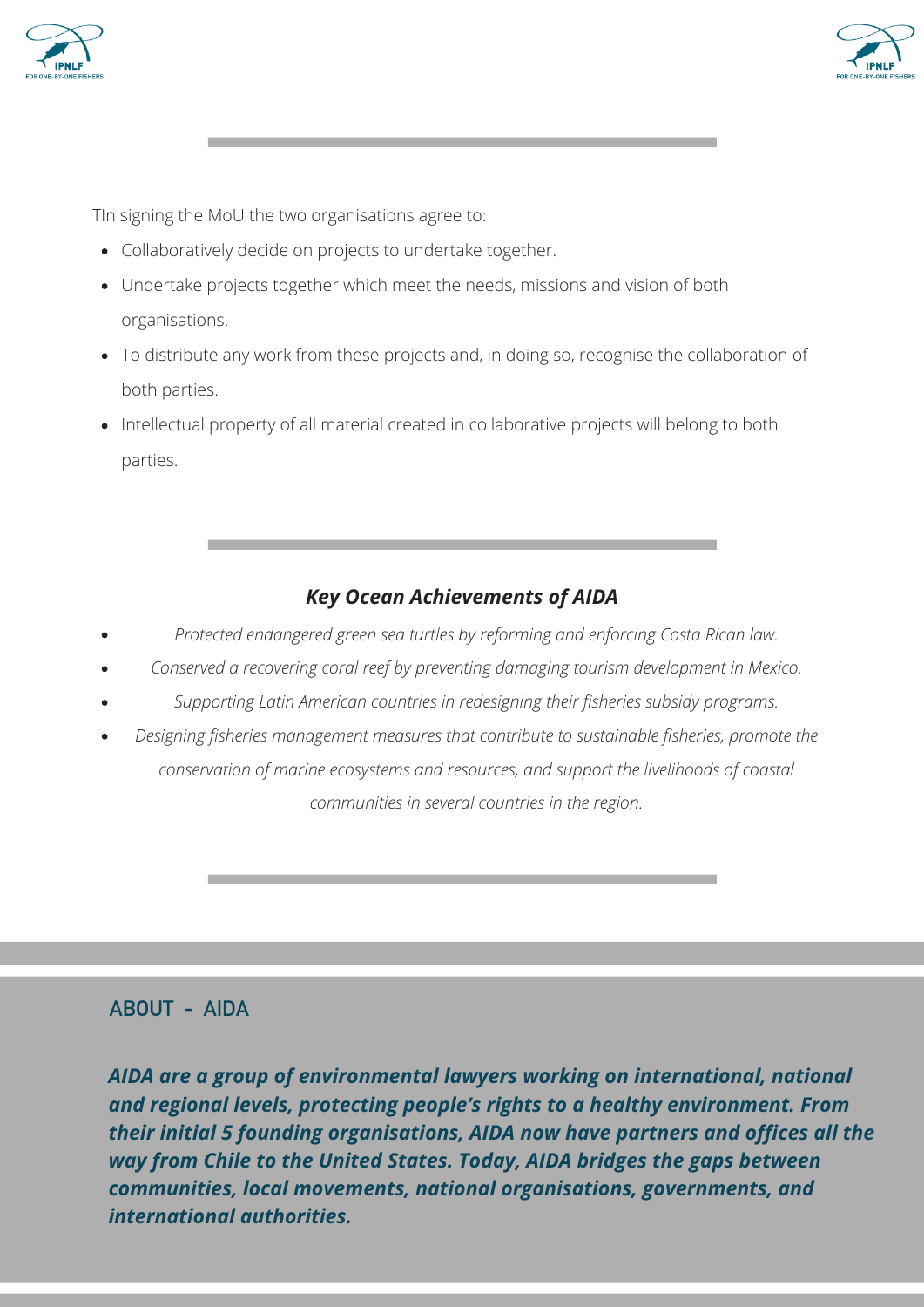TIn signing the MoU the two organisations agree to:

- Collaboratively decide on projects to undertake together.
- Undertake projects together which meet the needs, missions and vision of both organisations.
- To distribute any work from these projects and, in doing so, recognise the collaboration of both parties.
- Intellectual property of all material created in collaborative projects will belong to both parties.

### *Key Ocean Achievements of AIDA*

- *Protected endangered green sea turtles by reforming and enforcing Costa Rican law.*
- *Conserved a recovering coral reef by preventing damaging tourism development in Mexico.*
- *Supporting Latin American countries in redesigning their fisheries subsidy programs.*
- *Designing fisheries management measures that contribute to sustainable fisheries, promote the conservation of marine ecosystems and resources, and support the livelihoods of coastal communities in several countries in the region.*

## ABOUT - AIDA

***AIDA are a group of environmental lawyers working on international, national and regional levels, protecting people's rights to a healthy environment. From their initial 5 founding organisations, AIDA now have partners and offices all the way from Chile to the United States. Today, AIDA bridges the gaps between communities, local movements, national organisations, governments, and international authorities.***